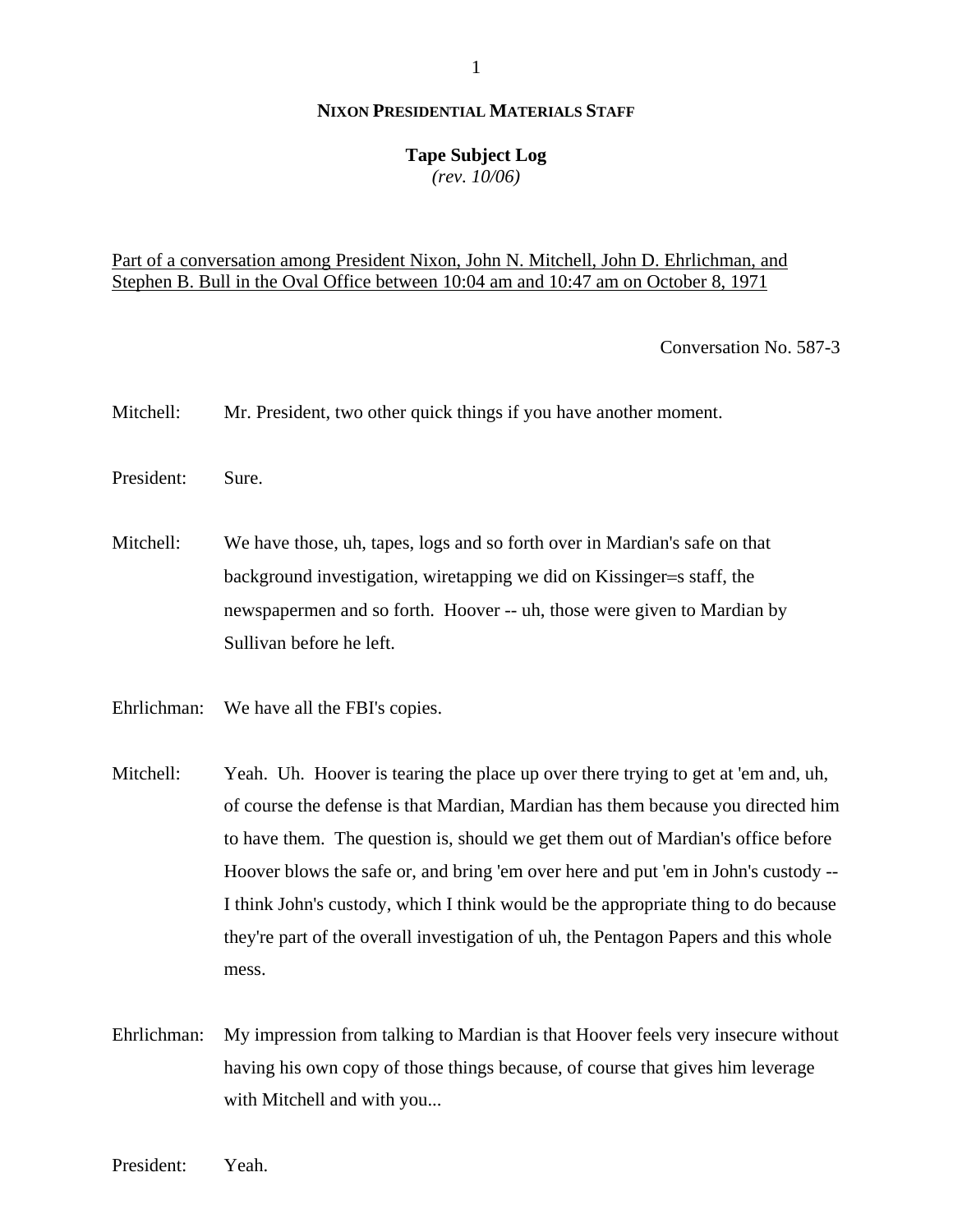**NIXON PRESIDENTIAL MATERIALS STAFF**

**Tape Subject Log**
*(rev. 10/06)*

<u>Part of a conversation among President Nixon, John N. Mitchell, John D. Ehrlichman, and Stephen B. Bull in the Oval Office between 10:04 am and 10:47 am on October 8, 1971</u>

Conversation No. 587-3

Mitchell: Mr. President, two other quick things if you have another moment.

President: Sure.

Mitchell: We have those, uh, tapes, logs and so forth over in Mardian's safe on that background investigation, wiretapping we did on Kissinger=s staff, the newspapermen and so forth. Hoover -- uh, those were given to Mardian by Sullivan before he left.

Ehrlichman: We have all the FBI's copies.

Mitchell: Yeah. Uh. Hoover is tearing the place up over there trying to get at 'em and, uh, of course the defense is that Mardian, Mardian has them because you directed him to have them. The question is, should we get them out of Mardian's office before Hoover blows the safe or, and bring 'em over here and put 'em in John's custody -- I think John's custody, which I think would be the appropriate thing to do because they're part of the overall investigation of uh, the Pentagon Papers and this whole mess.

Ehrlichman: My impression from talking to Mardian is that Hoover feels very insecure without having his own copy of those things because, of course that gives him leverage with Mitchell and with you...

President: Yeah.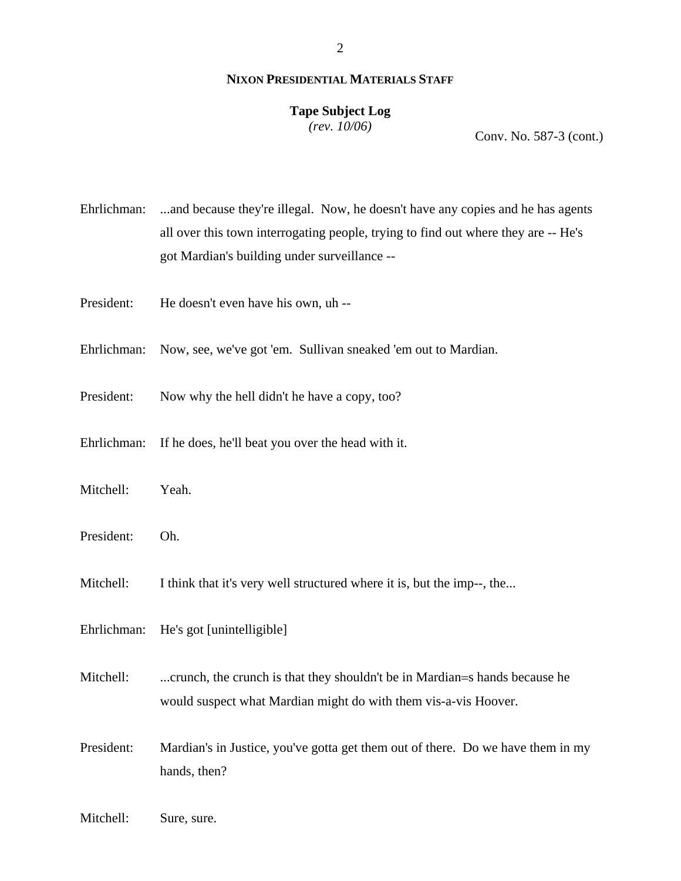**NIXON PRESIDENTIAL MATERIALS STAFF**

**Tape Subject Log**
*(rev. 10/06)*

Conv. No. 587-3 (cont.)

Ehrlichman: ...and because they're illegal. Now, he doesn't have any copies and he has agents all over this town interrogating people, trying to find out where they are -- He's got Mardian's building under surveillance --

President: He doesn't even have his own, uh --

Ehrlichman: Now, see, we've got 'em. Sullivan sneaked 'em out to Mardian.

President: Now why the hell didn't he have a copy, too?

Ehrlichman: If he does, he'll beat you over the head with it.

Mitchell: Yeah.

President: Oh.

Mitchell: I think that it's very well structured where it is, but the imp--, the...

Ehrlichman: He's got [unintelligible]

Mitchell: ...crunch, the crunch is that they shouldn't be in Mardian=s hands because he would suspect what Mardian might do with them vis-a-vis Hoover.

President: Mardian's in Justice, you've gotta get them out of there. Do we have them in my hands, then?

Mitchell: Sure, sure.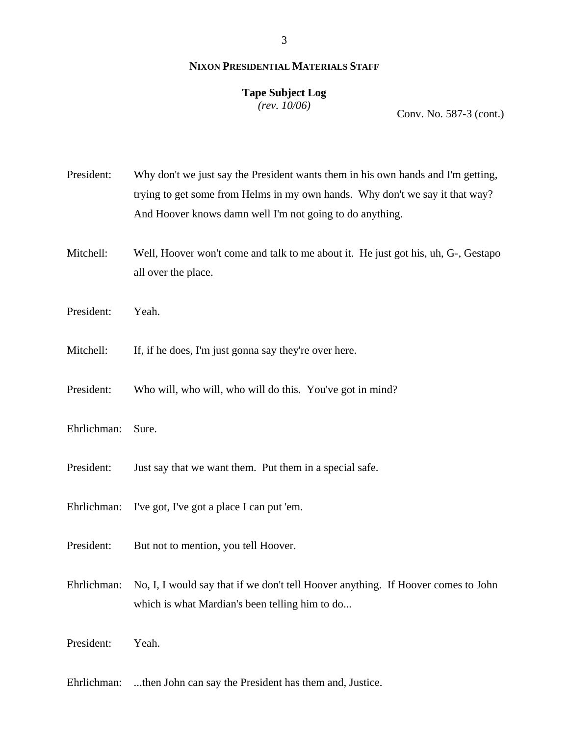**NIXON PRESIDENTIAL MATERIALS STAFF**

**Tape Subject Log**
*(rev. 10/06)*

Conv. No. 587-3 (cont.)

President: Why don't we just say the President wants them in his own hands and I'm getting, trying to get some from Helms in my own hands. Why don't we say it that way? And Hoover knows damn well I'm not going to do anything.

Mitchell: Well, Hoover won't come and talk to me about it. He just got his, uh, G-, Gestapo all over the place.

President: Yeah.

Mitchell: If, if he does, I'm just gonna say they're over here.

President: Who will, who will, who will do this. You've got in mind?

Ehrlichman: Sure.

President: Just say that we want them. Put them in a special safe.

Ehrlichman: I've got, I've got a place I can put 'em.

President: But not to mention, you tell Hoover.

Ehrlichman: No, I, I would say that if we don't tell Hoover anything. If Hoover comes to John which is what Mardian's been telling him to do...

President: Yeah.

Ehrlichman: ...then John can say the President has them and, Justice.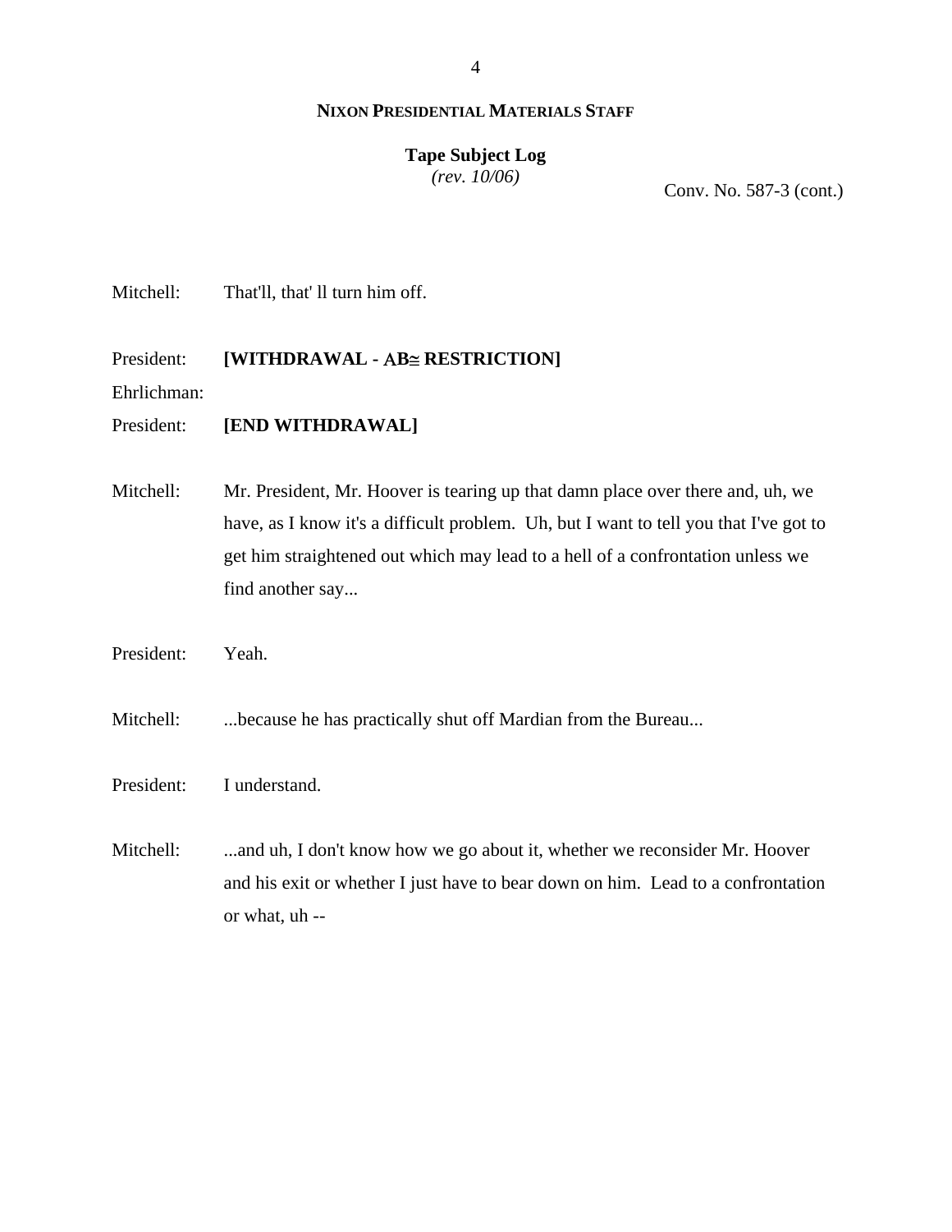**NIXON PRESIDENTIAL MATERIALS STAFF**

**Tape Subject Log**
*(rev. 10/06)*

Conv. No. 587-3 (cont.)

Mitchell: That'll, that' ll turn him off.

President: **[WITHDRAWAL - AB≅ RESTRICTION]**

Ehrlichman:

President: **[END WITHDRAWAL]**

Mitchell: Mr. President, Mr. Hoover is tearing up that damn place over there and, uh, we have, as I know it's a difficult problem. Uh, but I want to tell you that I've got to get him straightened out which may lead to a hell of a confrontation unless we find another say...

President: Yeah.

Mitchell: ...because he has practically shut off Mardian from the Bureau...

President: I understand.

Mitchell: ...and uh, I don't know how we go about it, whether we reconsider Mr. Hoover and his exit or whether I just have to bear down on him. Lead to a confrontation or what, uh --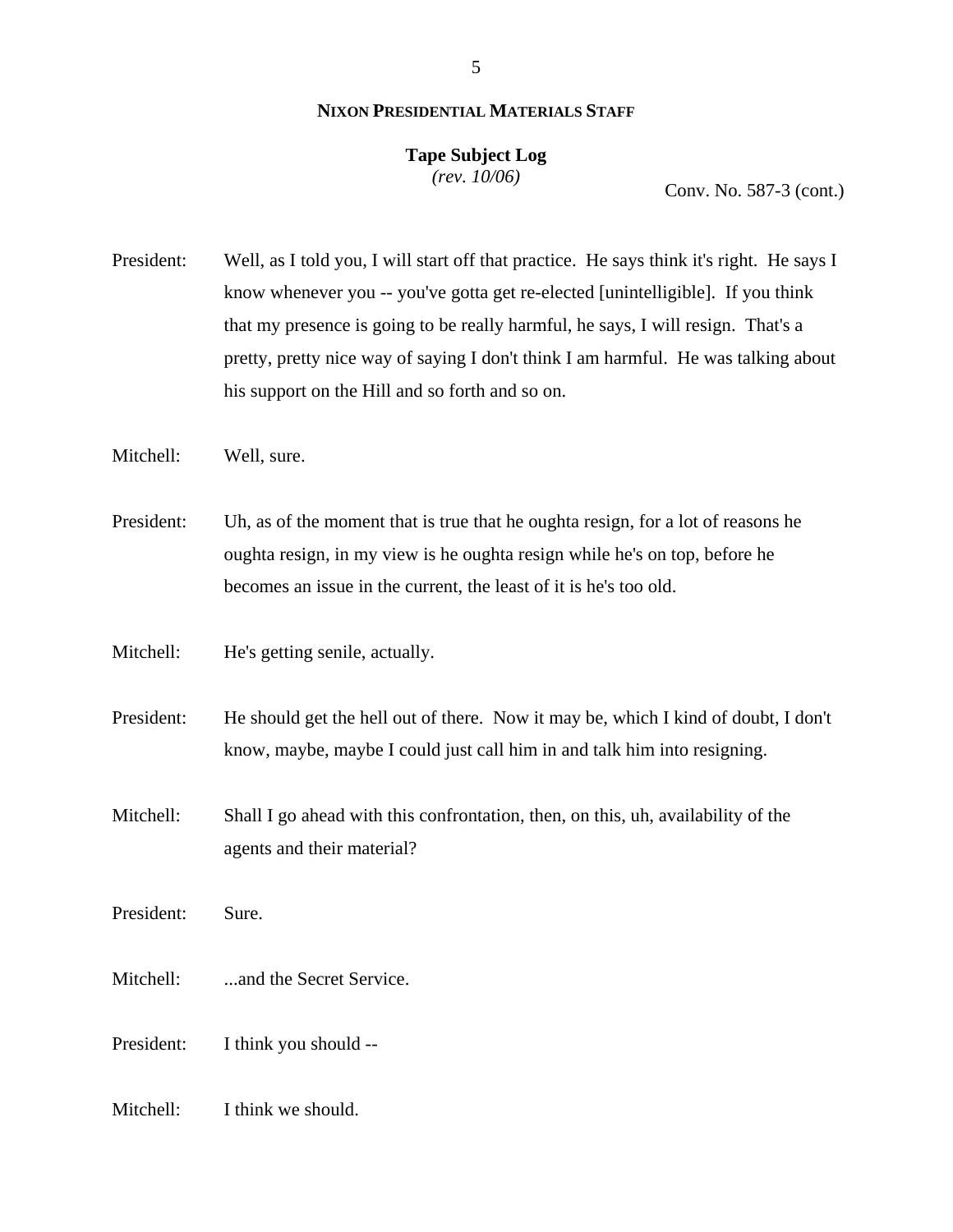**NIXON PRESIDENTIAL MATERIALS STAFF**

**Tape Subject Log**
*(rev. 10/06)*

Conv. No. 587-3 (cont.)

President: Well, as I told you, I will start off that practice. He says think it's right. He says I know whenever you -- you've gotta get re-elected [unintelligible]. If you think that my presence is going to be really harmful, he says, I will resign. That's a pretty, pretty nice way of saying I don't think I am harmful. He was talking about his support on the Hill and so forth and so on.

Mitchell: Well, sure.

President: Uh, as of the moment that is true that he oughta resign, for a lot of reasons he oughta resign, in my view is he oughta resign while he's on top, before he becomes an issue in the current, the least of it is he's too old.

Mitchell: He's getting senile, actually.

President: He should get the hell out of there. Now it may be, which I kind of doubt, I don't know, maybe, maybe I could just call him in and talk him into resigning.

Mitchell: Shall I go ahead with this confrontation, then, on this, uh, availability of the agents and their material?

President: Sure.

Mitchell: ...and the Secret Service.

President: I think you should --

Mitchell: I think we should.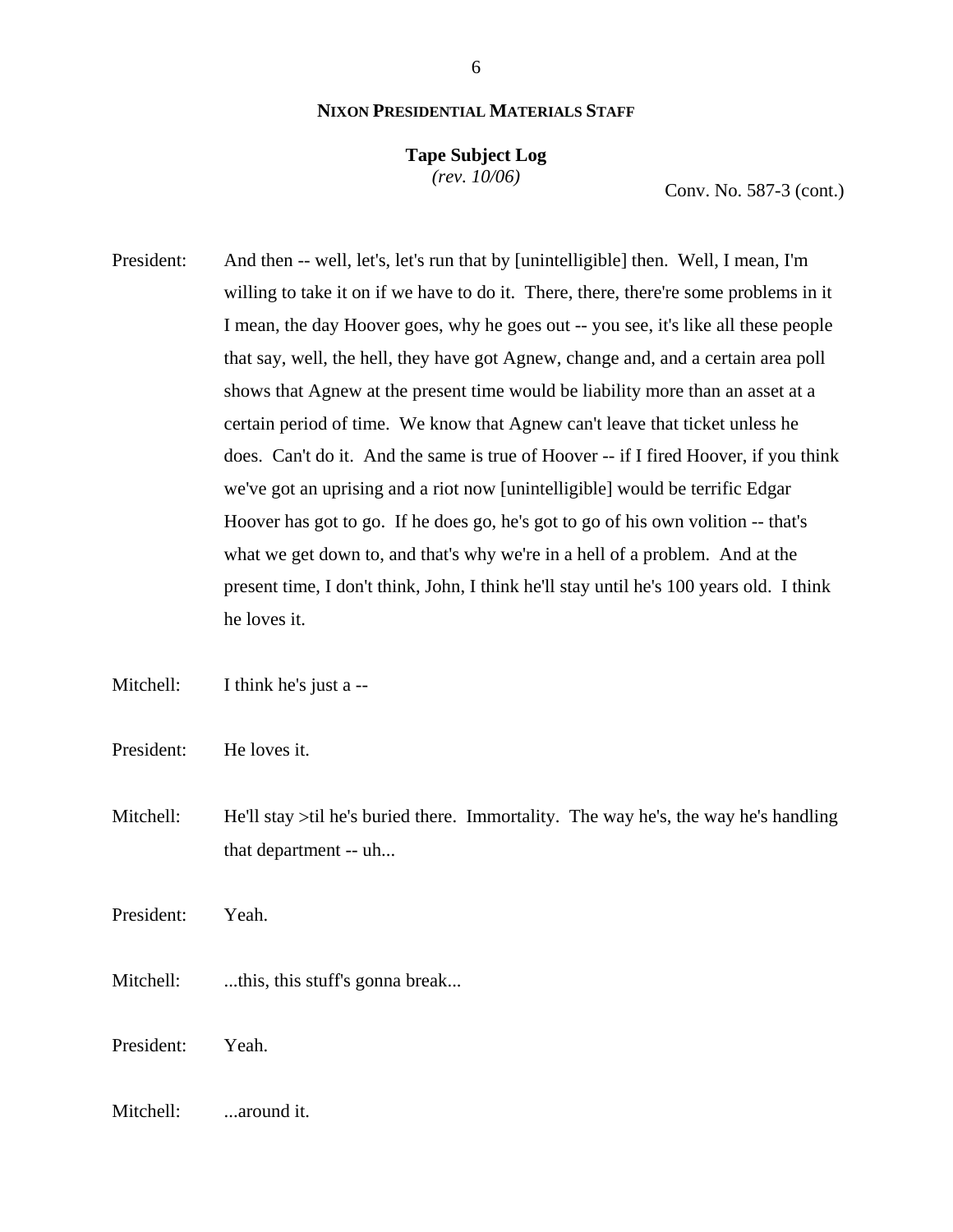**NIXON PRESIDENTIAL MATERIALS STAFF**

**Tape Subject Log**
*(rev. 10/06)*

Conv. No. 587-3 (cont.)

President: And then -- well, let's, let's run that by [unintelligible] then. Well, I mean, I'm willing to take it on if we have to do it. There, there, there're some problems in it I mean, the day Hoover goes, why he goes out -- you see, it's like all these people that say, well, the hell, they have got Agnew, change and, and a certain area poll shows that Agnew at the present time would be liability more than an asset at a certain period of time. We know that Agnew can't leave that ticket unless he does. Can't do it. And the same is true of Hoover -- if I fired Hoover, if you think we've got an uprising and a riot now [unintelligible] would be terrific Edgar Hoover has got to go. If he does go, he's got to go of his own volition -- that's what we get down to, and that's why we're in a hell of a problem. And at the present time, I don't think, John, I think he'll stay until he's 100 years old. I think he loves it.

Mitchell: I think he's just a --

President: He loves it.

Mitchell: He'll stay >til he's buried there. Immortality. The way he's, the way he's handling that department -- uh...

President: Yeah.

Mitchell: ...this, this stuff's gonna break...

President: Yeah.

Mitchell: ...around it.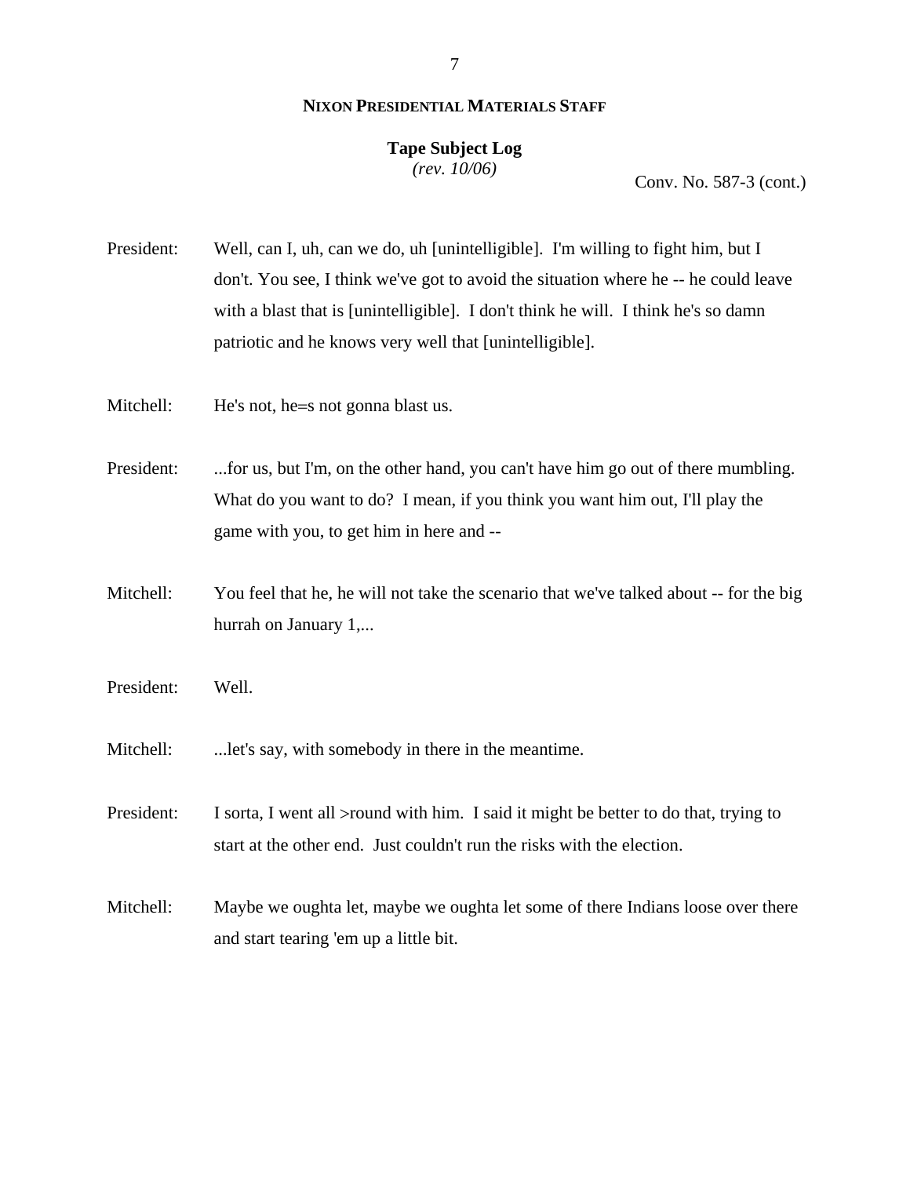Conv. No. 587-3 (cont.)

President: Well, can I, uh, can we do, uh [unintelligible]. I'm willing to fight him, but I don't. You see, I think we've got to avoid the situation where he -- he could leave with a blast that is [unintelligible]. I don't think he will. I think he's so damn patriotic and he knows very well that [unintelligible].

Mitchell: He's not, he=s not gonna blast us.

President: ...for us, but I'm, on the other hand, you can't have him go out of there mumbling. What do you want to do? I mean, if you think you want him out, I'll play the game with you, to get him in here and --

Mitchell: You feel that he, he will not take the scenario that we've talked about -- for the big hurrah on January 1,...

President: Well.

Mitchell: ...let's say, with somebody in there in the meantime.

President: I sorta, I went all >round with him. I said it might be better to do that, trying to start at the other end. Just couldn't run the risks with the election.

Mitchell: Maybe we oughta let, maybe we oughta let some of there Indians loose over there and start tearing 'em up a little bit.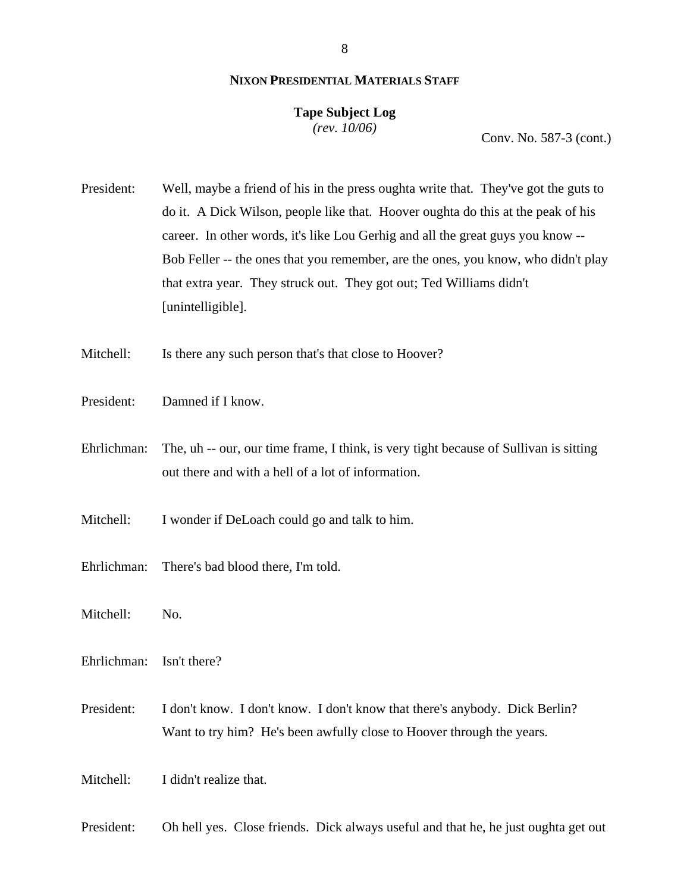**NIXON PRESIDENTIAL MATERIALS STAFF**

**Tape Subject Log**
*(rev. 10/06)*

Conv. No. 587-3 (cont.)

President: Well, maybe a friend of his in the press oughta write that. They've got the guts to do it. A Dick Wilson, people like that. Hoover oughta do this at the peak of his career. In other words, it's like Lou Gerhig and all the great guys you know -- Bob Feller -- the ones that you remember, are the ones, you know, who didn't play that extra year. They struck out. They got out; Ted Williams didn't [unintelligible].

Mitchell: Is there any such person that's that close to Hoover?

President: Damned if I know.

Ehrlichman: The, uh -- our, our time frame, I think, is very tight because of Sullivan is sitting out there and with a hell of a lot of information.

Mitchell: I wonder if DeLoach could go and talk to him.

Ehrlichman: There's bad blood there, I'm told.

Mitchell: No.

Ehrlichman: Isn't there?

President: I don't know. I don't know. I don't know that there's anybody. Dick Berlin? Want to try him? He's been awfully close to Hoover through the years.

Mitchell: I didn't realize that.

President: Oh hell yes. Close friends. Dick always useful and that he, he just oughta get out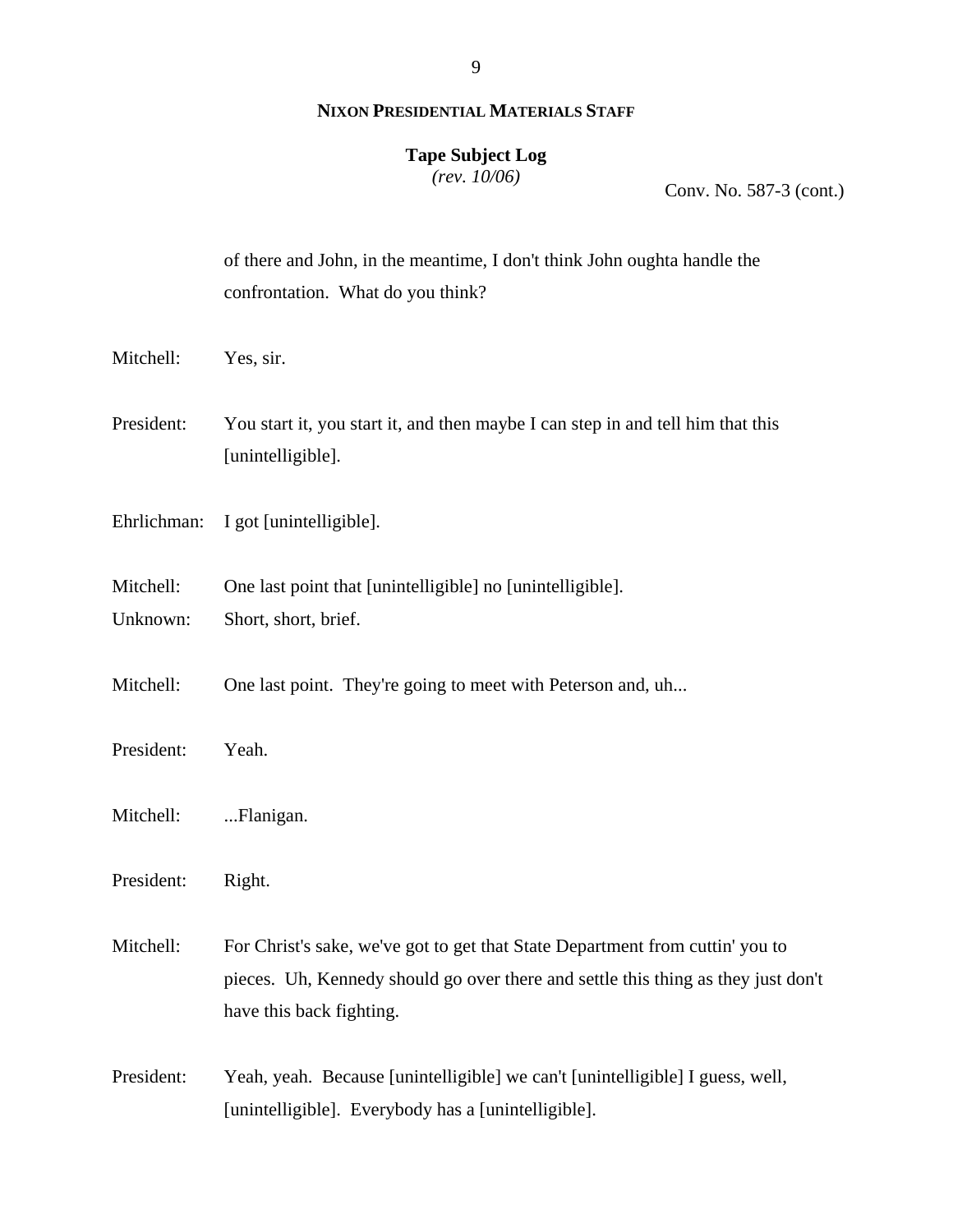**NIXON PRESIDENTIAL MATERIALS STAFF**

**Tape Subject Log**
*(rev. 10/06)*

Conv. No. 587-3 (cont.)

of there and John, in the meantime, I don't think John oughta handle the confrontation. What do you think?

Mitchell: Yes, sir.

President: You start it, you start it, and then maybe I can step in and tell him that this [unintelligible].

Ehrlichman: I got [unintelligible].

Mitchell: One last point that [unintelligible] no [unintelligible].
Unknown: Short, short, brief.

Mitchell: One last point. They're going to meet with Peterson and, uh...

President: Yeah.

Mitchell: ...Flanigan.

President: Right.

Mitchell: For Christ's sake, we've got to get that State Department from cuttin' you to pieces. Uh, Kennedy should go over there and settle this thing as they just don't have this back fighting.

President: Yeah, yeah. Because [unintelligible] we can't [unintelligible] I guess, well, [unintelligible]. Everybody has a [unintelligible].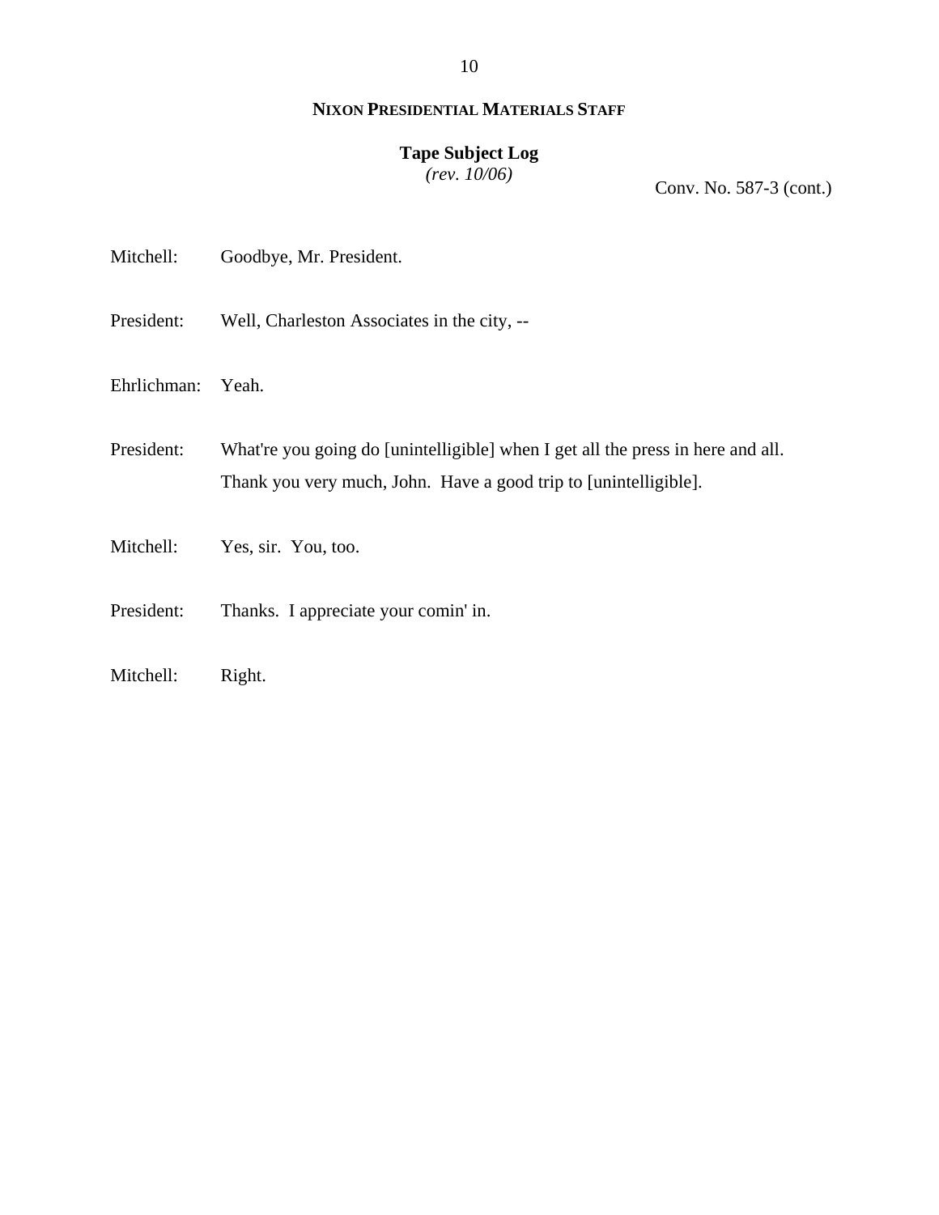**NIXON PRESIDENTIAL MATERIALS STAFF**

**Tape Subject Log**
*(rev. 10/06)*

Conv. No. 587-3 (cont.)

Mitchell: Goodbye, Mr. President.

President: Well, Charleston Associates in the city, --

Ehrlichman: Yeah.

President: What're you going do [unintelligible] when I get all the press in here and all. Thank you very much, John. Have a good trip to [unintelligible].

Mitchell: Yes, sir. You, too.

President: Thanks. I appreciate your comin' in.

Mitchell: Right.